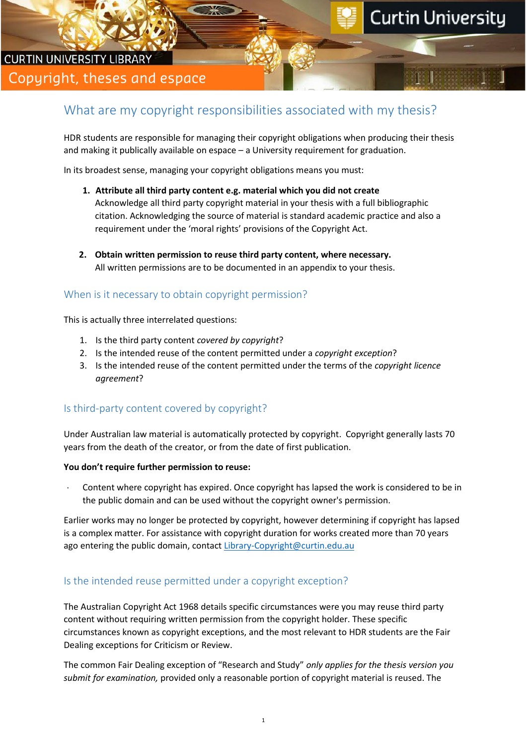CURTIN UNIVERSITY LIBRARY

# Copyright, theses and espace

## What are my copyright responsibilities associated with my thesis?

HDR students are responsible for managing their copyright obligations when producing their thesis and making it publically available on espace – a University requirement for graduation.

In its broadest sense, managing your copyright obligations means you must:

1. **Attribute all third party content e.g. material which you did not create**
   Acknowledge all third party copyright material in your thesis with a full bibliographic citation. Acknowledging the source of material is standard academic practice and also a requirement under the 'moral rights' provisions of the Copyright Act.

2. **Obtain written permission to reuse third party content, where necessary.**
   All written permissions are to be documented in an appendix to your thesis.

### When is it necessary to obtain copyright permission?

This is actually three interrelated questions:

1. Is the third party content *covered by copyright*?
2. Is the intended reuse of the content permitted under a *copyright exception*?
3. Is the intended reuse of the content permitted under the terms of the *copyright licence agreement*?

### Is third-party content covered by copyright?

Under Australian law material is automatically protected by copyright. Copyright generally lasts 70 years from the death of the creator, or from the date of first publication.

**You don't require further permission to reuse:**

- Content where copyright has expired. Once copyright has lapsed the work is considered to be in the public domain and can be used without the copyright owner's permission.

Earlier works may no longer be protected by copyright, however determining if copyright has lapsed is a complex matter. For assistance with copyright duration for works created more than 70 years ago entering the public domain, contact Library-Copyright@curtin.edu.au

### Is the intended reuse permitted under a copyright exception?

The Australian Copyright Act 1968 details specific circumstances were you may reuse third party content without requiring written permission from the copyright holder. These specific circumstances known as copyright exceptions, and the most relevant to HDR students are the Fair Dealing exceptions for Criticism or Review.

The common Fair Dealing exception of "Research and Study" *only applies for the thesis version you submit for examination,* provided only a reasonable portion of copyright material is reused. The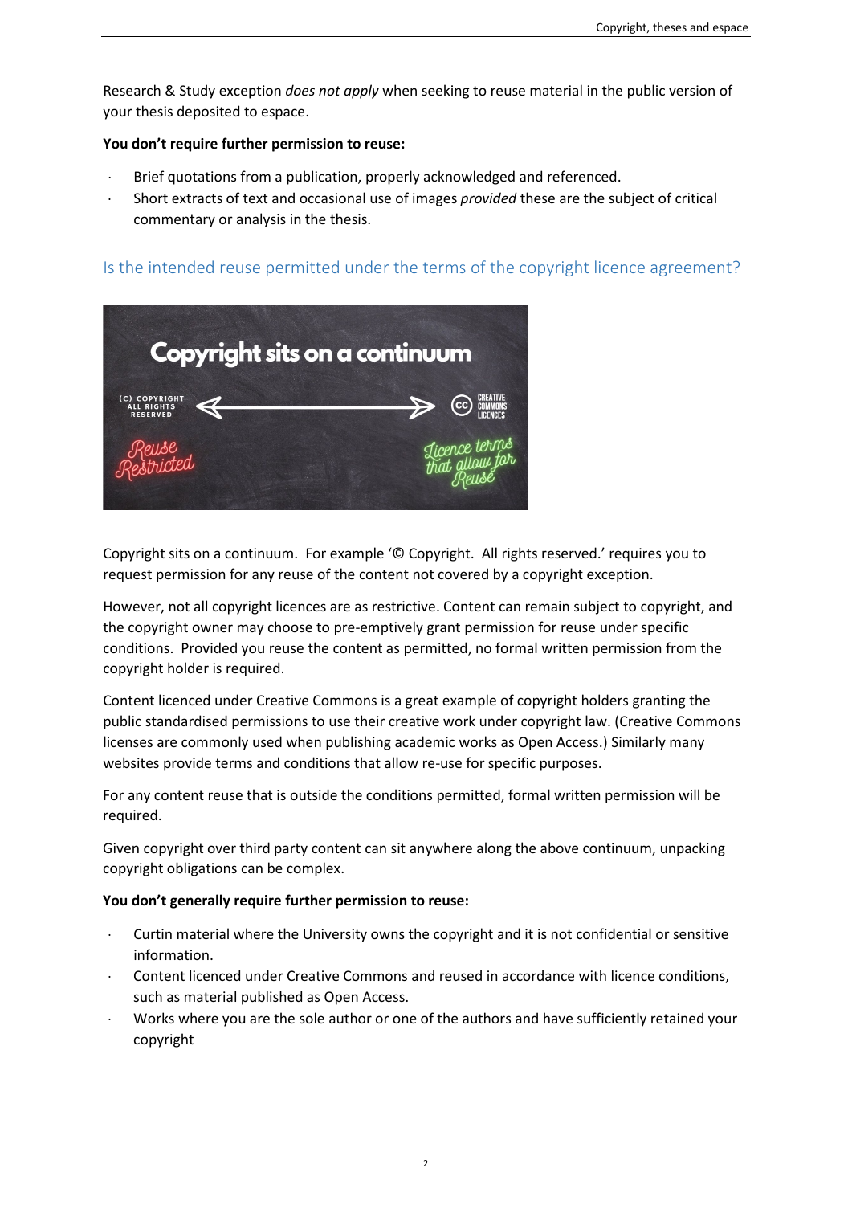Research & Study exception *does not apply* when seeking to reuse material in the public version of your thesis deposited to espace.

**You don't require further permission to reuse:**

- Brief quotations from a publication, properly acknowledged and referenced.
- Short extracts of text and occasional use of images *provided* these are the subject of critical commentary or analysis in the thesis.

## Is the intended reuse permitted under the terms of the copyright licence agreement?

Copyright sits on a continuum. For example '© Copyright. All rights reserved.' requires you to request permission for any reuse of the content not covered by a copyright exception.

However, not all copyright licences are as restrictive. Content can remain subject to copyright, and the copyright owner may choose to pre-emptively grant permission for reuse under specific conditions. Provided you reuse the content as permitted, no formal written permission from the copyright holder is required.

Content licenced under Creative Commons is a great example of copyright holders granting the public standardised permissions to use their creative work under copyright law. (Creative Commons licenses are commonly used when publishing academic works as Open Access.) Similarly many websites provide terms and conditions that allow re-use for specific purposes.

For any content reuse that is outside the conditions permitted, formal written permission will be required.

Given copyright over third party content can sit anywhere along the above continuum, unpacking copyright obligations can be complex.

**You don't generally require further permission to reuse:**

- Curtin material where the University owns the copyright and it is not confidential or sensitive information.
- Content licenced under Creative Commons and reused in accordance with licence conditions, such as material published as Open Access.
- Works where you are the sole author or one of the authors and have sufficiently retained your copyright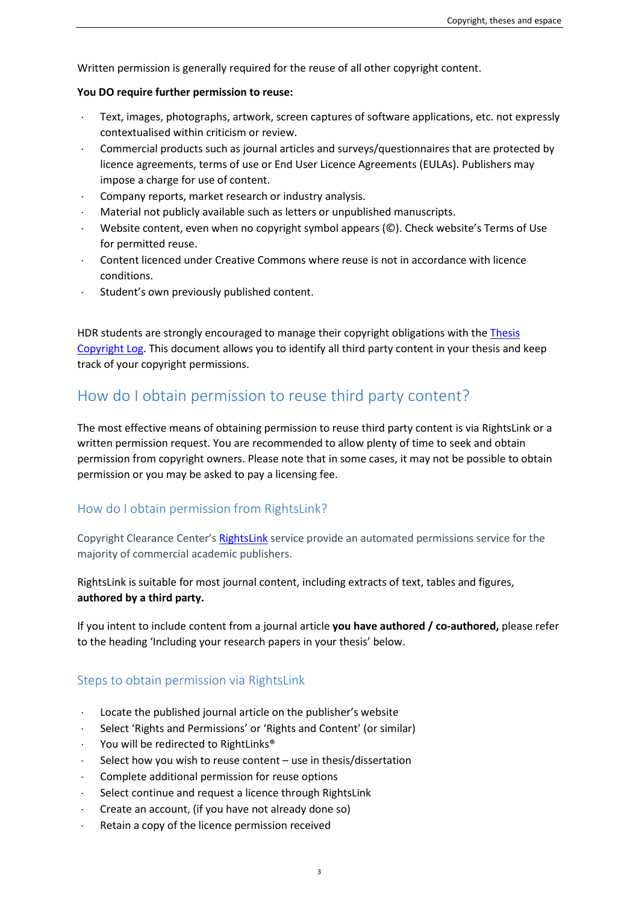Written permission is generally required for the reuse of all other copyright content.

**You DO require further permission to reuse:**

- Text, images, photographs, artwork, screen captures of software applications, etc. not expressly contextualised within criticism or review.
- Commercial products such as journal articles and surveys/questionnaires that are protected by licence agreements, terms of use or End User Licence Agreements (EULAs). Publishers may impose a charge for use of content.
- Company reports, market research or industry analysis.
- Material not publicly available such as letters or unpublished manuscripts.
- Website content, even when no copyright symbol appears (©). Check website's Terms of Use for permitted reuse.
- Content licenced under Creative Commons where reuse is not in accordance with licence conditions.
- Student's own previously published content.

HDR students are strongly encouraged to manage their copyright obligations with the Thesis Copyright Log. This document allows you to identify all third party content in your thesis and keep track of your copyright permissions.

## How do I obtain permission to reuse third party content?

The most effective means of obtaining permission to reuse third party content is via RightsLink or a written permission request. You are recommended to allow plenty of time to seek and obtain permission from copyright owners. Please note that in some cases, it may not be possible to obtain permission or you may be asked to pay a licensing fee.

### How do I obtain permission from RightsLink?

Copyright Clearance Center's RightsLink service provide an automated permissions service for the majority of commercial academic publishers.

RightsLink is suitable for most journal content, including extracts of text, tables and figures, **authored by a third party.**

If you intent to include content from a journal article **you have authored / co-authored,** please refer to the heading 'Including your research papers in your thesis' below.

### Steps to obtain permission via RightsLink

- Locate the published journal article on the publisher's website
- Select 'Rights and Permissions' or 'Rights and Content' (or similar)
- You will be redirected to RightLinks®
- Select how you wish to reuse content – use in thesis/dissertation
- Complete additional permission for reuse options
- Select continue and request a licence through RightsLink
- Create an account, (if you have not already done so)
- Retain a copy of the licence permission received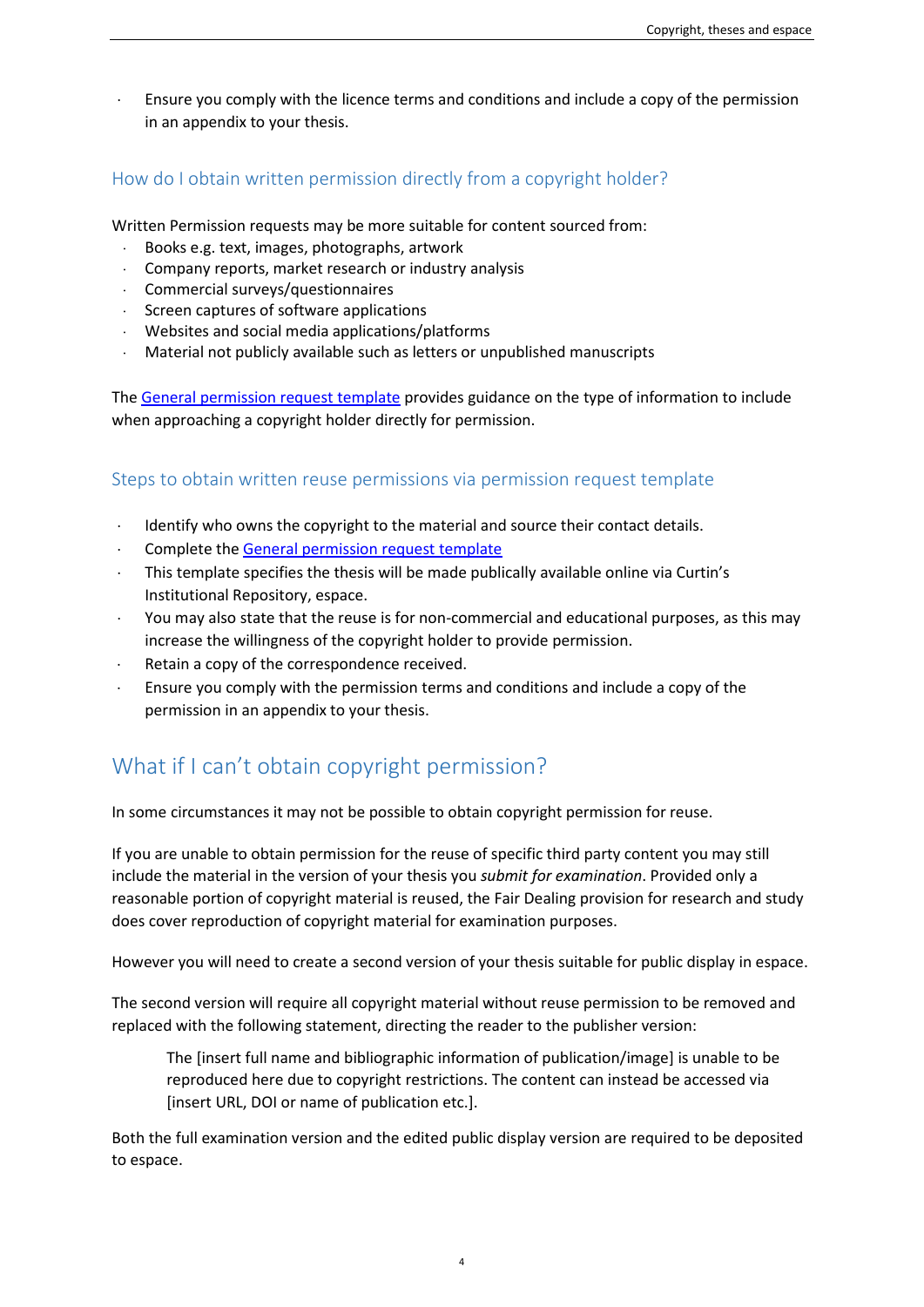- Ensure you comply with the licence terms and conditions and include a copy of the permission in an appendix to your thesis.

### How do I obtain written permission directly from a copyright holder?

Written Permission requests may be more suitable for content sourced from:

- Books e.g. text, images, photographs, artwork
- Company reports, market research or industry analysis
- Commercial surveys/questionnaires
- Screen captures of software applications
- Websites and social media applications/platforms
- Material not publicly available such as letters or unpublished manuscripts

The General permission request template provides guidance on the type of information to include when approaching a copyright holder directly for permission.

### Steps to obtain written reuse permissions via permission request template

- Identify who owns the copyright to the material and source their contact details.
- Complete the General permission request template
- This template specifies the thesis will be made publically available online via Curtin's Institutional Repository, espace.
- You may also state that the reuse is for non-commercial and educational purposes, as this may increase the willingness of the copyright holder to provide permission.
- Retain a copy of the correspondence received.
- Ensure you comply with the permission terms and conditions and include a copy of the permission in an appendix to your thesis.

## What if I can't obtain copyright permission?

In some circumstances it may not be possible to obtain copyright permission for reuse.

If you are unable to obtain permission for the reuse of specific third party content you may still include the material in the version of your thesis you *submit for examination*. Provided only a reasonable portion of copyright material is reused, the Fair Dealing provision for research and study does cover reproduction of copyright material for examination purposes.

However you will need to create a second version of your thesis suitable for public display in espace.

The second version will require all copyright material without reuse permission to be removed and replaced with the following statement, directing the reader to the publisher version:

> The [insert full name and bibliographic information of publication/image] is unable to be reproduced here due to copyright restrictions. The content can instead be accessed via [insert URL, DOI or name of publication etc.].

Both the full examination version and the edited public display version are required to be deposited to espace.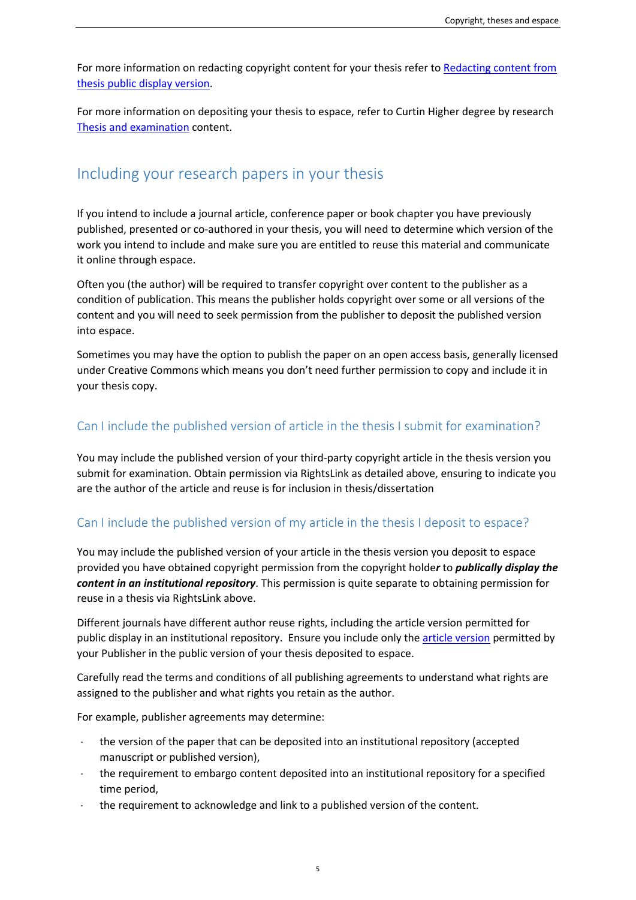For more information on redacting copyright content for your thesis refer to [Redacting content from thesis public display version](#).

For more information on depositing your thesis to espace, refer to Curtin Higher degree by research [Thesis and examination](#) content.

## Including your research papers in your thesis

If you intend to include a journal article, conference paper or book chapter you have previously published, presented or co-authored in your thesis, you will need to determine which version of the work you intend to include and make sure you are entitled to reuse this material and communicate it online through espace.

Often you (the author) will be required to transfer copyright over content to the publisher as a condition of publication. This means the publisher holds copyright over some or all versions of the content and you will need to seek permission from the publisher to deposit the published version into espace.

Sometimes you may have the option to publish the paper on an open access basis, generally licensed under Creative Commons which means you don't need further permission to copy and include it in your thesis copy.

### Can I include the published version of article in the thesis I submit for examination?

You may include the published version of your third-party copyright article in the thesis version you submit for examination. Obtain permission via RightsLink as detailed above, ensuring to indicate you are the author of the article and reuse is for inclusion in thesis/dissertation

### Can I include the published version of my article in the thesis I deposit to espace?

You may include the published version of your article in the thesis version you deposit to espace provided you have obtained copyright permission from the copyright holde***r*** to ***publically display the content in an institutional repository***. This permission is quite separate to obtaining permission for reuse in a thesis via RightsLink above.

Different journals have different author reuse rights, including the article version permitted for public display in an institutional repository. Ensure you include only the [article version](#) permitted by your Publisher in the public version of your thesis deposited to espace.

Carefully read the terms and conditions of all publishing agreements to understand what rights are assigned to the publisher and what rights you retain as the author.

For example, publisher agreements may determine:

- the version of the paper that can be deposited into an institutional repository (accepted manuscript or published version),
- the requirement to embargo content deposited into an institutional repository for a specified time period,
- the requirement to acknowledge and link to a published version of the content.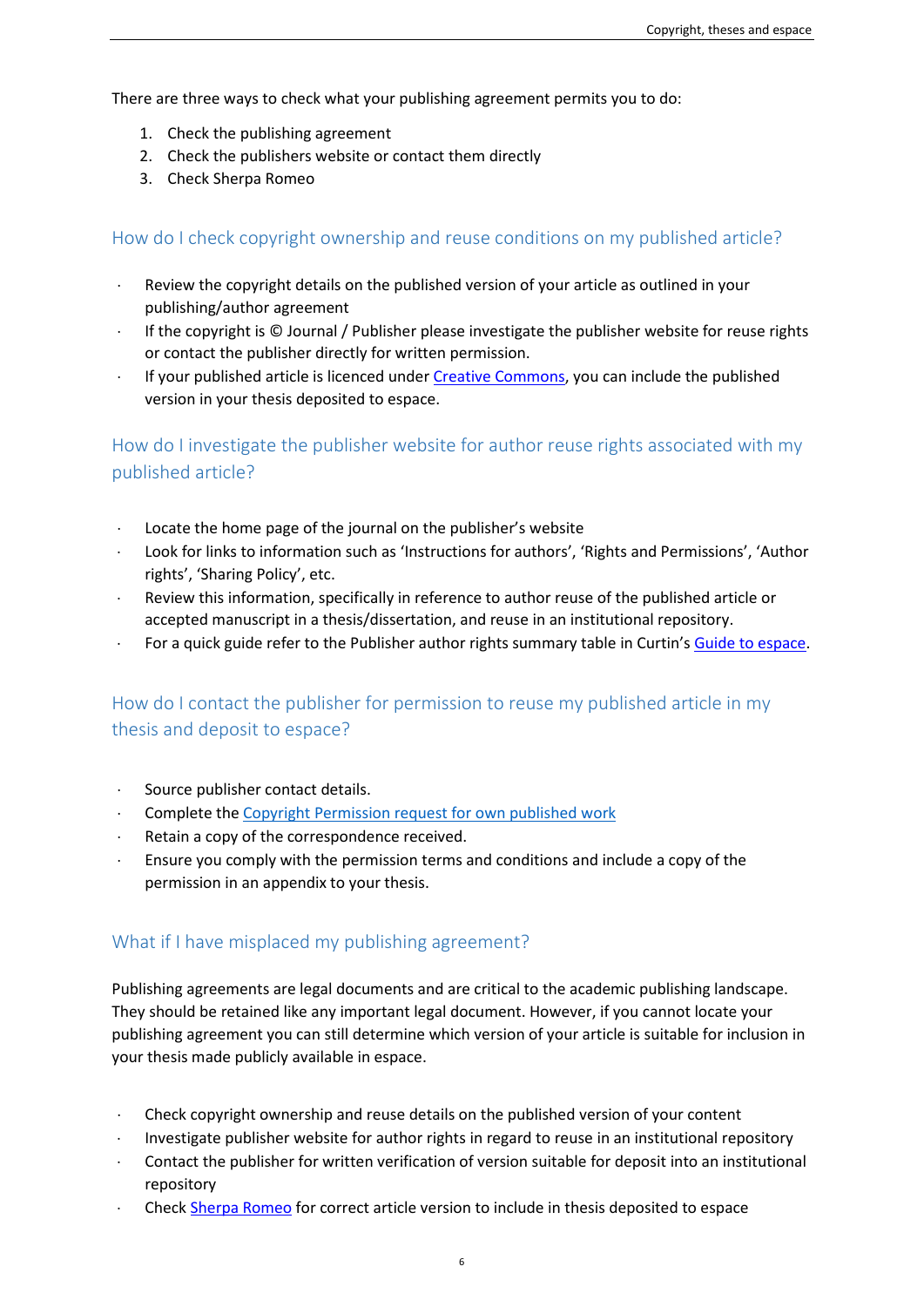There are three ways to check what your publishing agreement permits you to do:

1. Check the publishing agreement
2. Check the publishers website or contact them directly
3. Check Sherpa Romeo

## How do I check copyright ownership and reuse conditions on my published article?

- Review the copyright details on the published version of your article as outlined in your publishing/author agreement
- If the copyright is © Journal / Publisher please investigate the publisher website for reuse rights or contact the publisher directly for written permission.
- If your published article is licenced under Creative Commons, you can include the published version in your thesis deposited to espace.

## How do I investigate the publisher website for author reuse rights associated with my published article?

- Locate the home page of the journal on the publisher's website
- Look for links to information such as 'Instructions for authors', 'Rights and Permissions', 'Author rights', 'Sharing Policy', etc.
- Review this information, specifically in reference to author reuse of the published article or accepted manuscript in a thesis/dissertation, and reuse in an institutional repository.
- For a quick guide refer to the Publisher author rights summary table in Curtin's Guide to espace.

## How do I contact the publisher for permission to reuse my published article in my thesis and deposit to espace?

- Source publisher contact details.
- Complete the Copyright Permission request for own published work
- Retain a copy of the correspondence received.
- Ensure you comply with the permission terms and conditions and include a copy of the permission in an appendix to your thesis.

## What if I have misplaced my publishing agreement?

Publishing agreements are legal documents and are critical to the academic publishing landscape. They should be retained like any important legal document. However, if you cannot locate your publishing agreement you can still determine which version of your article is suitable for inclusion in your thesis made publicly available in espace.

- Check copyright ownership and reuse details on the published version of your content
- Investigate publisher website for author rights in regard to reuse in an institutional repository
- Contact the publisher for written verification of version suitable for deposit into an institutional repository
- Check Sherpa Romeo for correct article version to include in thesis deposited to espace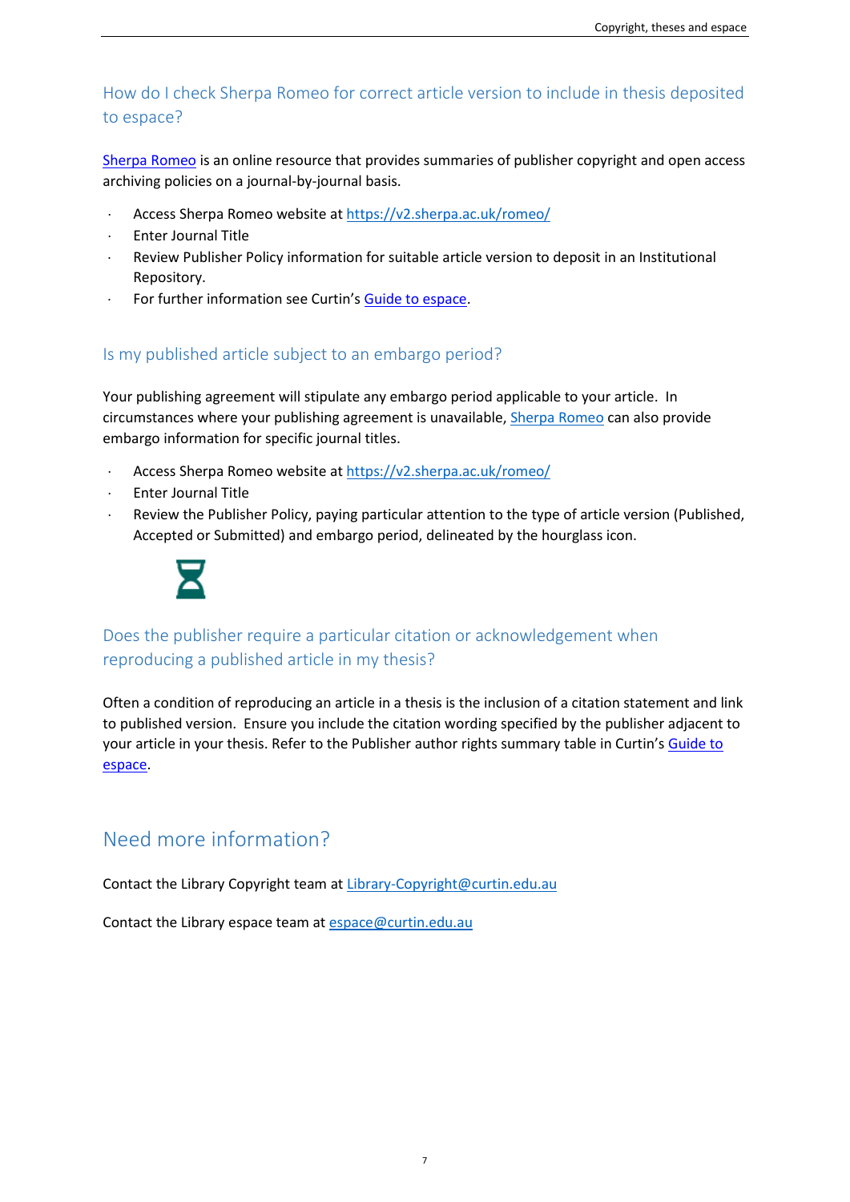## How do I check Sherpa Romeo for correct article version to include in thesis deposited to espace?

[Sherpa Romeo](https://v2.sherpa.ac.uk/romeo/) is an online resource that provides summaries of publisher copyright and open access archiving policies on a journal-by-journal basis.

- Access Sherpa Romeo website at https://v2.sherpa.ac.uk/romeo/
- Enter Journal Title
- Review Publisher Policy information for suitable article version to deposit in an Institutional Repository.
- For further information see Curtin's Guide to espace.

## Is my published article subject to an embargo period?

Your publishing agreement will stipulate any embargo period applicable to your article. In circumstances where your publishing agreement is unavailable, Sherpa Romeo can also provide embargo information for specific journal titles.

- Access Sherpa Romeo website at https://v2.sherpa.ac.uk/romeo/
- Enter Journal Title
- Review the Publisher Policy, paying particular attention to the type of article version (Published, Accepted or Submitted) and embargo period, delineated by the hourglass icon.

## Does the publisher require a particular citation or acknowledgement when reproducing a published article in my thesis?

Often a condition of reproducing an article in a thesis is the inclusion of a citation statement and link to published version. Ensure you include the citation wording specified by the publisher adjacent to your article in your thesis. Refer to the Publisher author rights summary table in Curtin's Guide to espace.

# Need more information?

Contact the Library Copyright team at Library-Copyright@curtin.edu.au

Contact the Library espace team at espace@curtin.edu.au